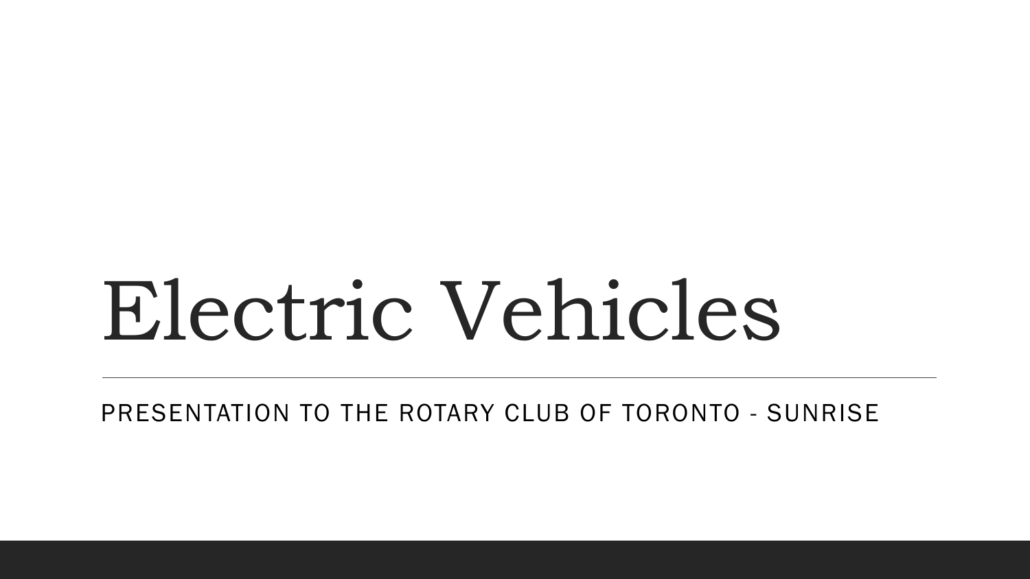# Electric Vehicles

PRESENTATION TO THE ROTARY CLUB OF TORONTO - SUNRISE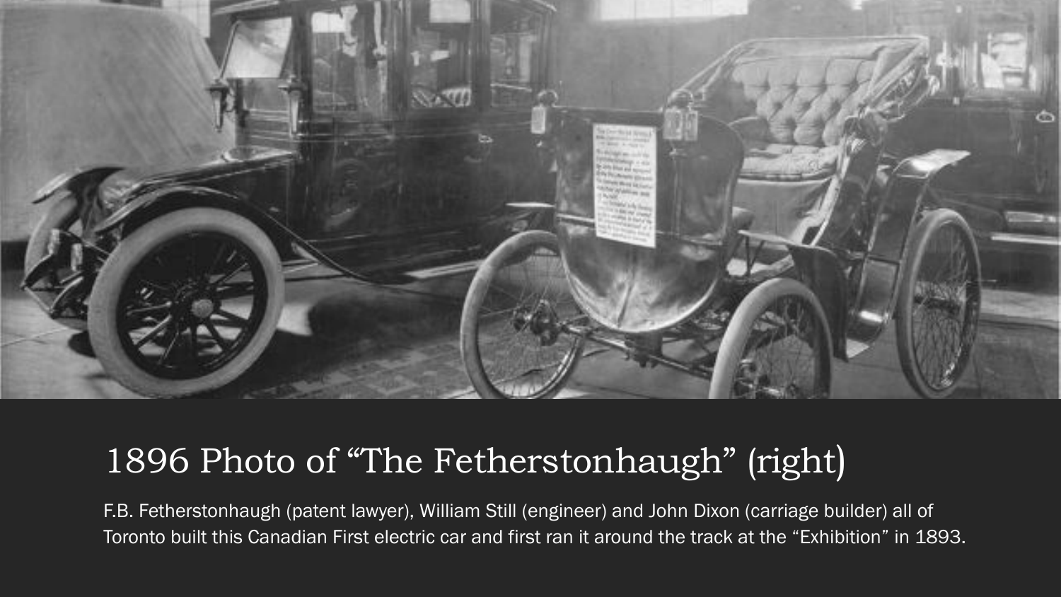# 1896 Photo of “The Fetherstonhaugh” (right)

F.B. Fetherstonhaugh (patent lawyer), William Still (engineer) and John Dixon (carriage builder) all of Toronto built this Canadian First electric car and first ran it around the track at the “Exhibition” in 1893.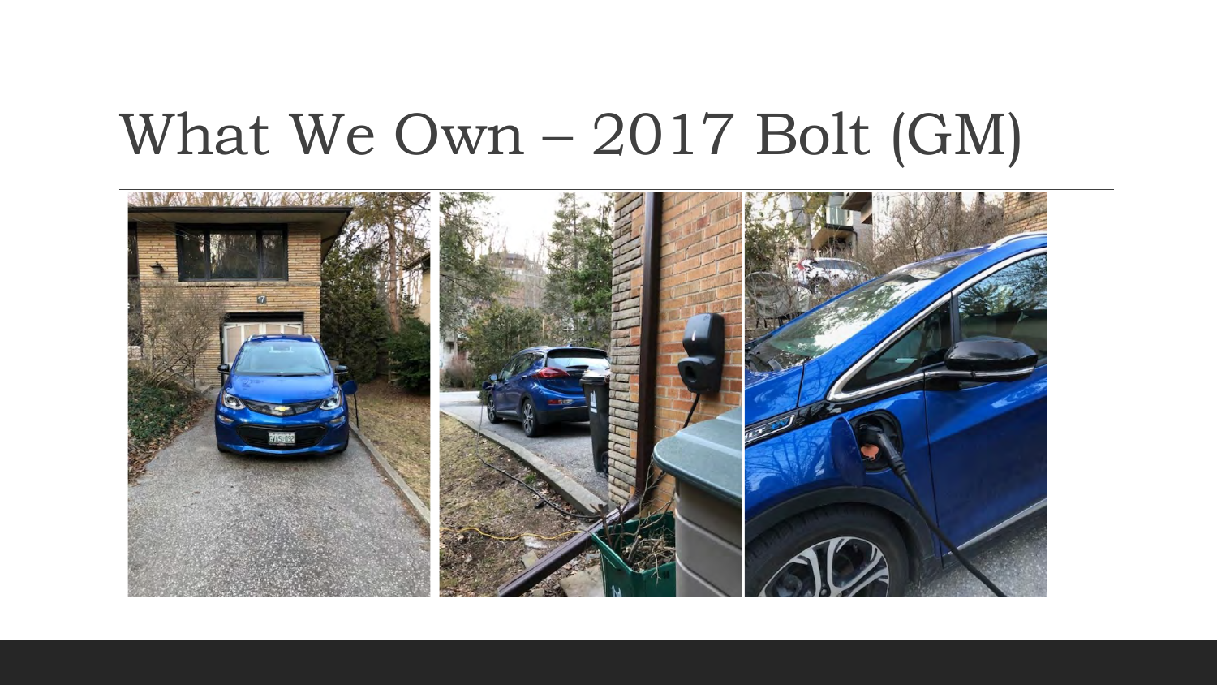# What We Own – 2017 Bolt (GM)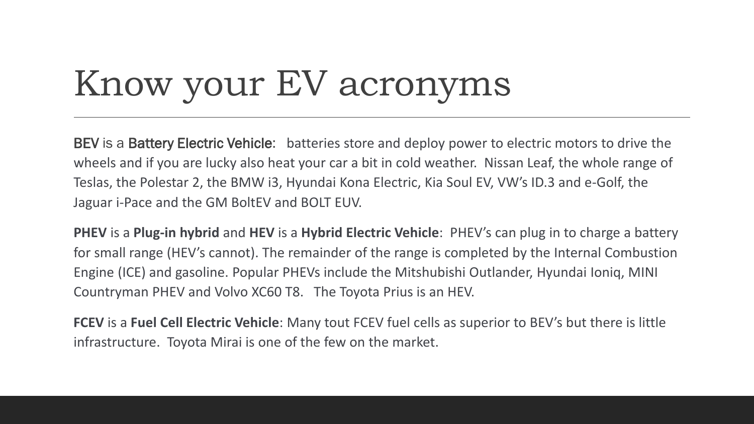# Know your EV acronyms

**BEV** is a **Battery Electric Vehicle**: batteries store and deploy power to electric motors to drive the wheels and if you are lucky also heat your car a bit in cold weather. Nissan Leaf, the whole range of Teslas, the Polestar 2, the BMW i3, Hyundai Kona Electric, Kia Soul EV, VW's ID.3 and e-Golf, the Jaguar i-Pace and the GM BoltEV and BOLT EUV.

**PHEV** is a **Plug-in hybrid** and **HEV** is a **Hybrid Electric Vehicle**: PHEV's can plug in to charge a battery for small range (HEV's cannot). The remainder of the range is completed by the Internal Combustion Engine (ICE) and gasoline. Popular PHEVs include the Mitshubishi Outlander, Hyundai Ioniq, MINI Countryman PHEV and Volvo XC60 T8. The Toyota Prius is an HEV.

**FCEV** is a **Fuel Cell Electric Vehicle**: Many tout FCEV fuel cells as superior to BEV's but there is little infrastructure. Toyota Mirai is one of the few on the market.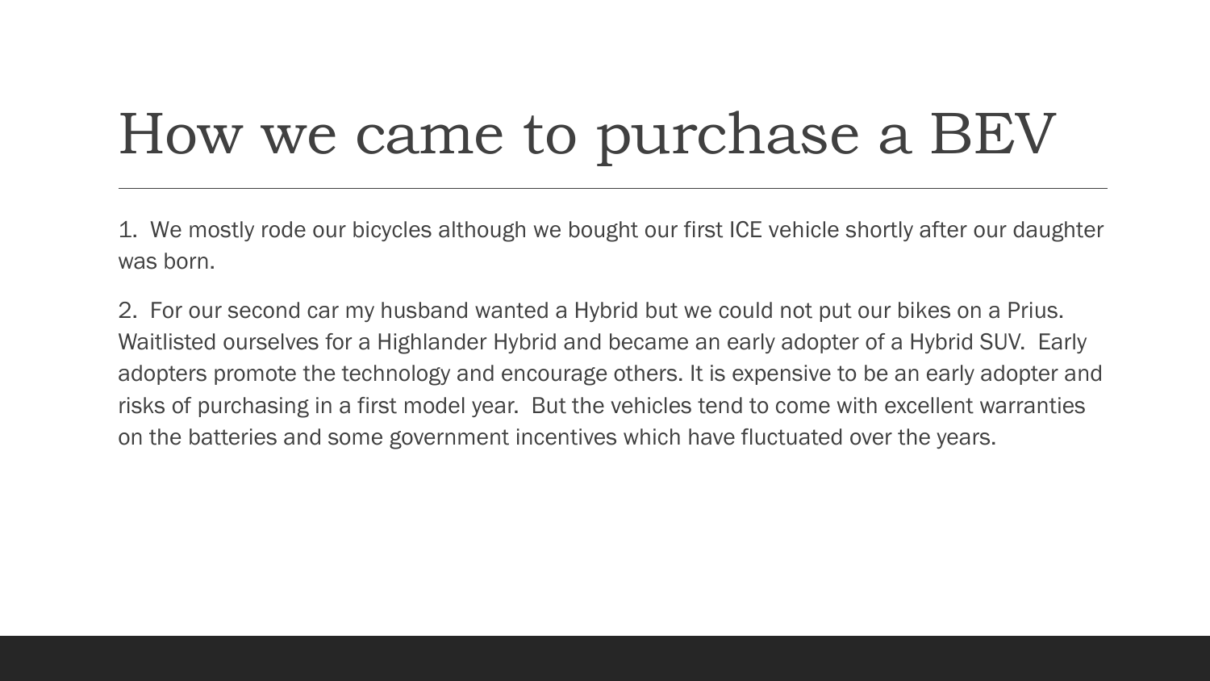# How we came to purchase a BEV

1.  We mostly rode our bicycles although we bought our first ICE vehicle shortly after our daughter was born.

2.  For our second car my husband wanted a Hybrid but we could not put our bikes on a Prius. Waitlisted ourselves for a Highlander Hybrid and became an early adopter of a Hybrid SUV.  Early adopters promote the technology and encourage others. It is expensive to be an early adopter and risks of purchasing in a first model year.  But the vehicles tend to come with excellent warranties on the batteries and some government incentives which have fluctuated over the years.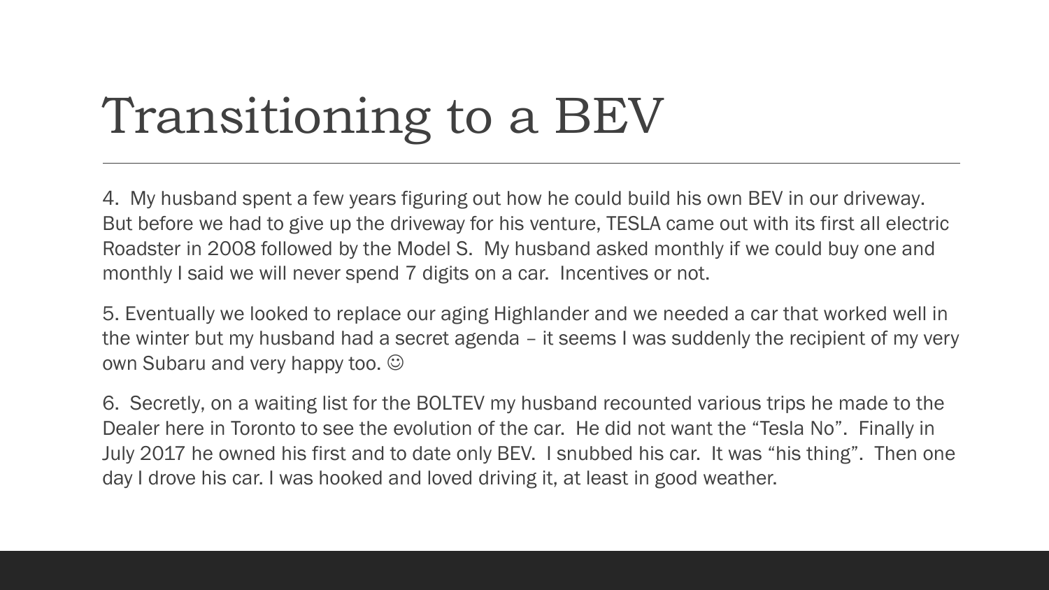# Transitioning to a BEV

4. My husband spent a few years figuring out how he could build his own BEV in our driveway. But before we had to give up the driveway for his venture, TESLA came out with its first all electric Roadster in 2008 followed by the Model S. My husband asked monthly if we could buy one and monthly I said we will never spend 7 digits on a car. Incentives or not.

5. Eventually we looked to replace our aging Highlander and we needed a car that worked well in the winter but my husband had a secret agenda – it seems I was suddenly the recipient of my very own Subaru and very happy too. ☺

6. Secretly, on a waiting list for the BOLTEV my husband recounted various trips he made to the Dealer here in Toronto to see the evolution of the car. He did not want the "Tesla No". Finally in July 2017 he owned his first and to date only BEV. I snubbed his car. It was "his thing". Then one day I drove his car. I was hooked and loved driving it, at least in good weather.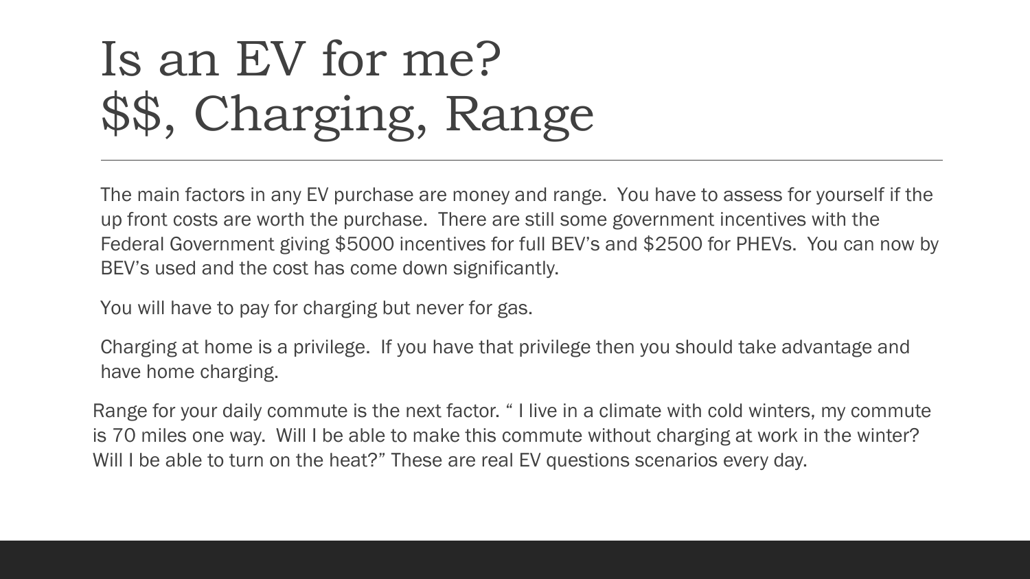# Is an EV for me?
# $$, Charging, Range

The main factors in any EV purchase are money and range. You have to assess for yourself if the up front costs are worth the purchase. There are still some government incentives with the Federal Government giving $5000 incentives for full BEV's and $2500 for PHEVs. You can now by BEV's used and the cost has come down significantly.

You will have to pay for charging but never for gas.

Charging at home is a privilege. If you have that privilege then you should take advantage and have home charging.

Range for your daily commute is the next factor. " I live in a climate with cold winters, my commute is 70 miles one way. Will I be able to make this commute without charging at work in the winter? Will I be able to turn on the heat?" These are real EV questions scenarios every day.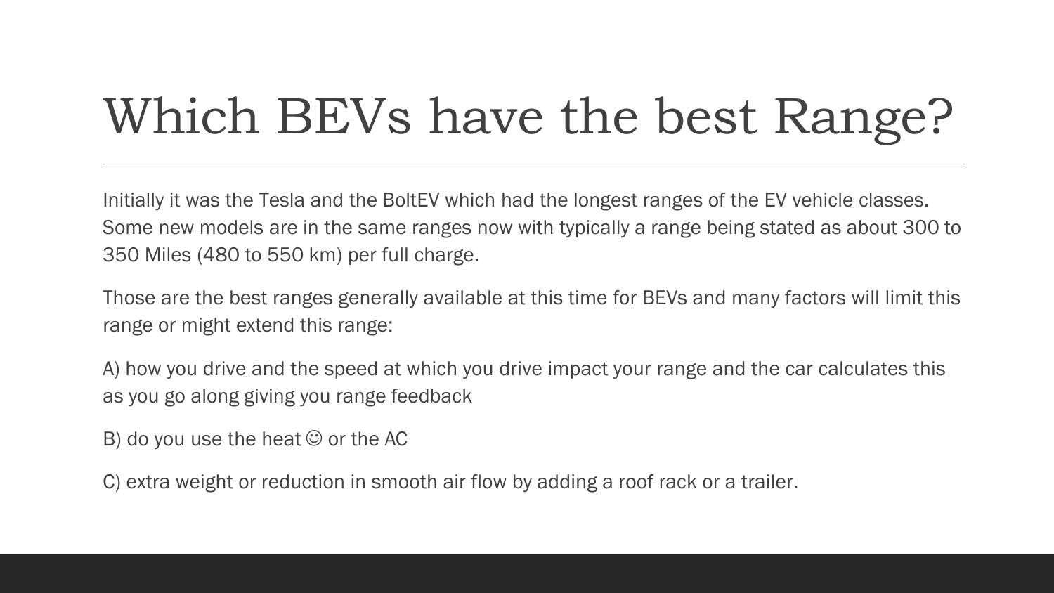# Which BEVs have the best Range?

Initially it was the Tesla and the BoltEV which had the longest ranges of the EV vehicle classes. Some new models are in the same ranges now with typically a range being stated as about 300 to 350 Miles (480 to 550 km) per full charge.

Those are the best ranges generally available at this time for BEVs and many factors will limit this range or might extend this range:

A) how you drive and the speed at which you drive impact your range and the car calculates this as you go along giving you range feedback

B) do you use the heat ☺ or the AC

C) extra weight or reduction in smooth air flow by adding a roof rack or a trailer.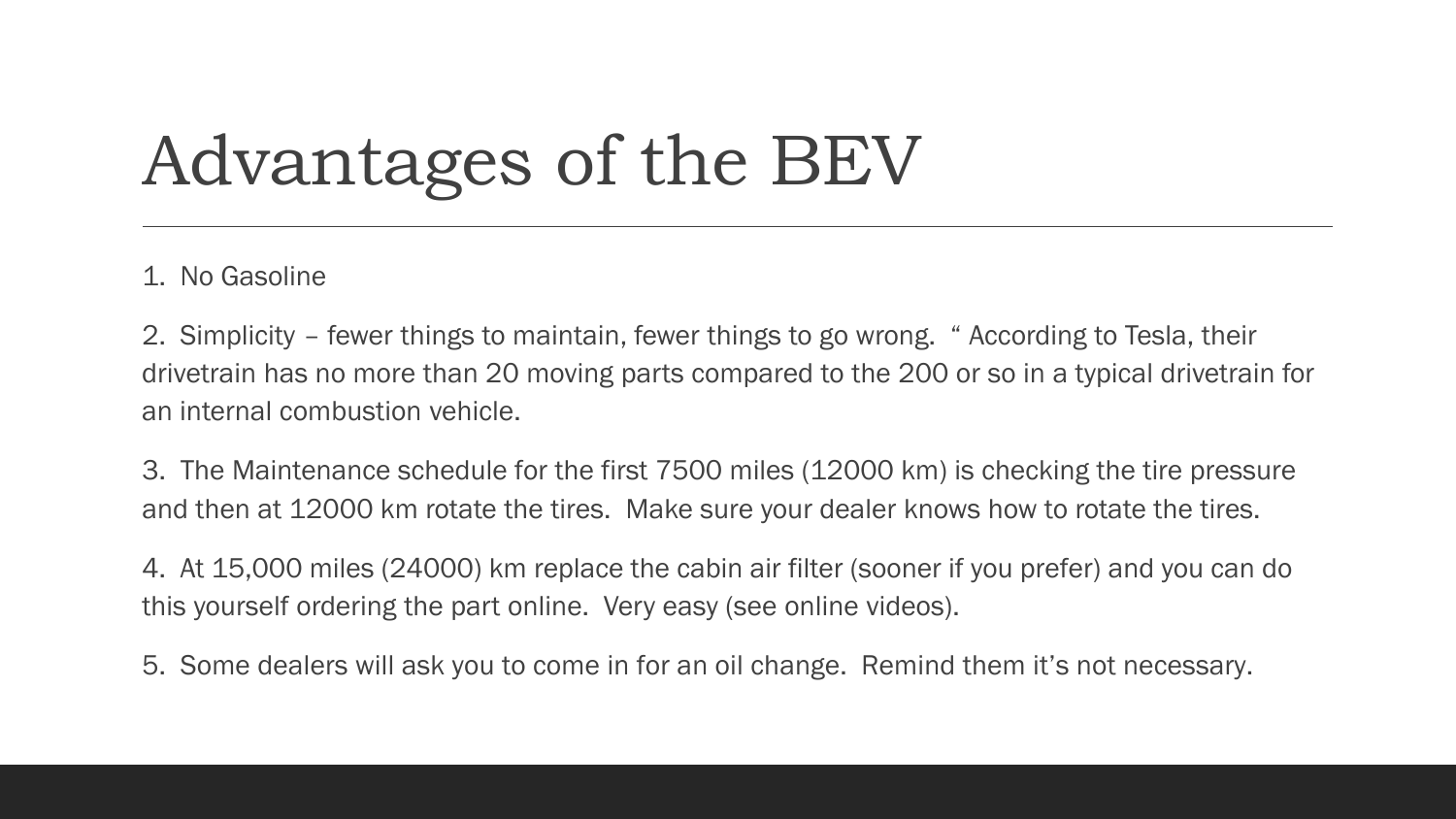# Advantages of the BEV

1. No Gasoline

2. Simplicity – fewer things to maintain, fewer things to go wrong. " According to Tesla, their drivetrain has no more than 20 moving parts compared to the 200 or so in a typical drivetrain for an internal combustion vehicle.

3. The Maintenance schedule for the first 7500 miles (12000 km) is checking the tire pressure and then at 12000 km rotate the tires. Make sure your dealer knows how to rotate the tires.

4. At 15,000 miles (24000) km replace the cabin air filter (sooner if you prefer) and you can do this yourself ordering the part online. Very easy (see online videos).

5. Some dealers will ask you to come in for an oil change. Remind them it's not necessary.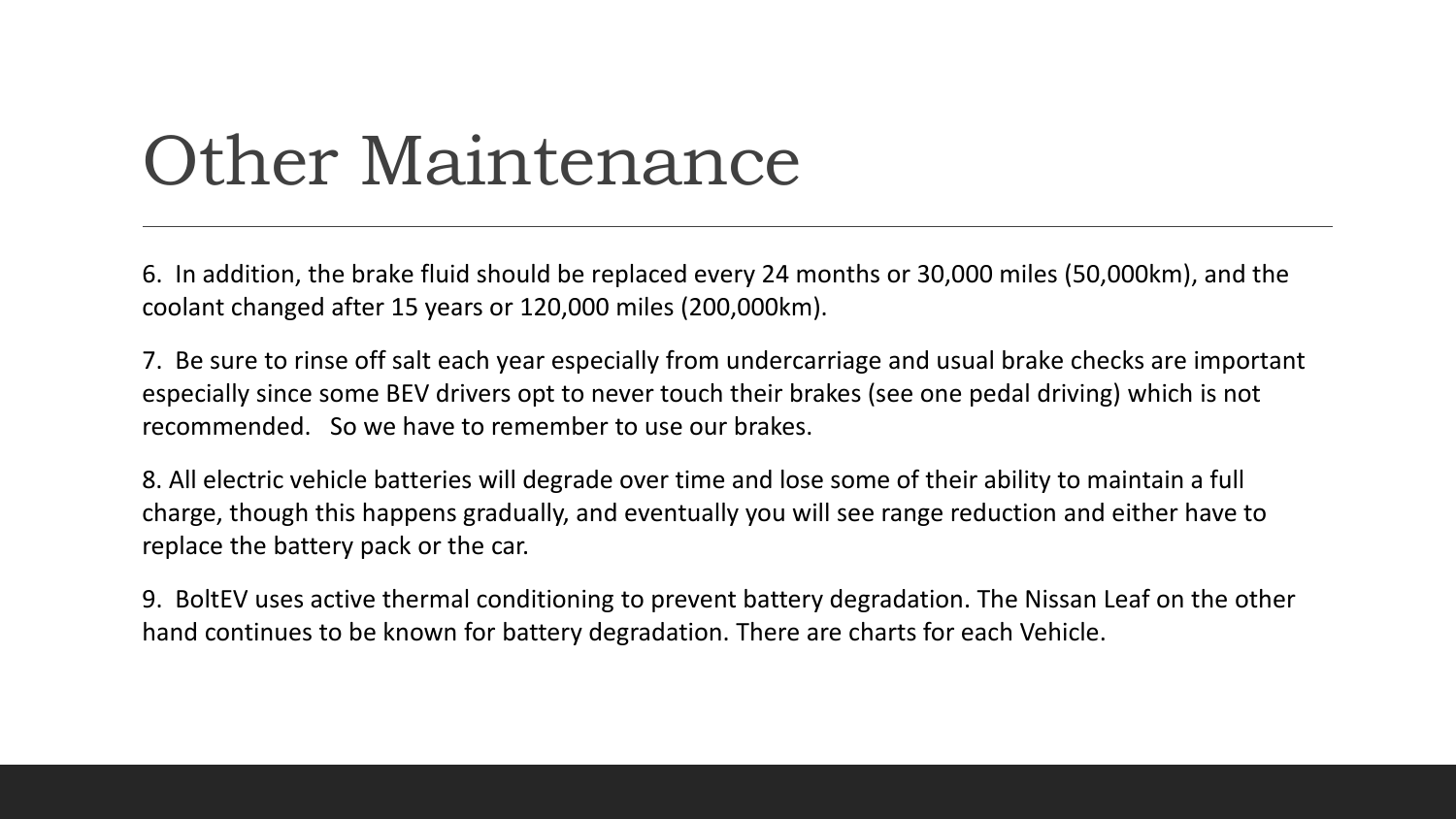# Other Maintenance

6. In addition, the brake fluid should be replaced every 24 months or 30,000 miles (50,000km), and the coolant changed after 15 years or 120,000 miles (200,000km).

7. Be sure to rinse off salt each year especially from undercarriage and usual brake checks are important especially since some BEV drivers opt to never touch their brakes (see one pedal driving) which is not recommended. So we have to remember to use our brakes.

8. All electric vehicle batteries will degrade over time and lose some of their ability to maintain a full charge, though this happens gradually, and eventually you will see range reduction and either have to replace the battery pack or the car.

9. BoltEV uses active thermal conditioning to prevent battery degradation. The Nissan Leaf on the other hand continues to be known for battery degradation. There are charts for each Vehicle.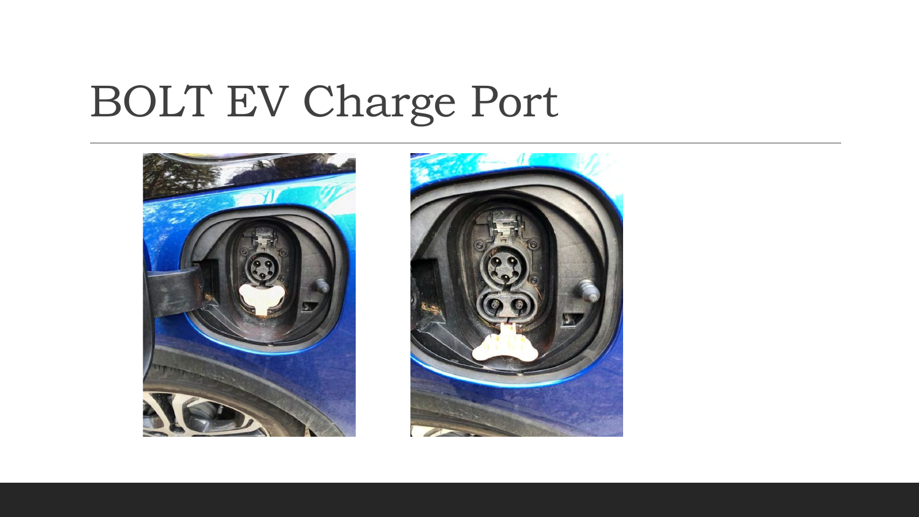# BOLT EV Charge Port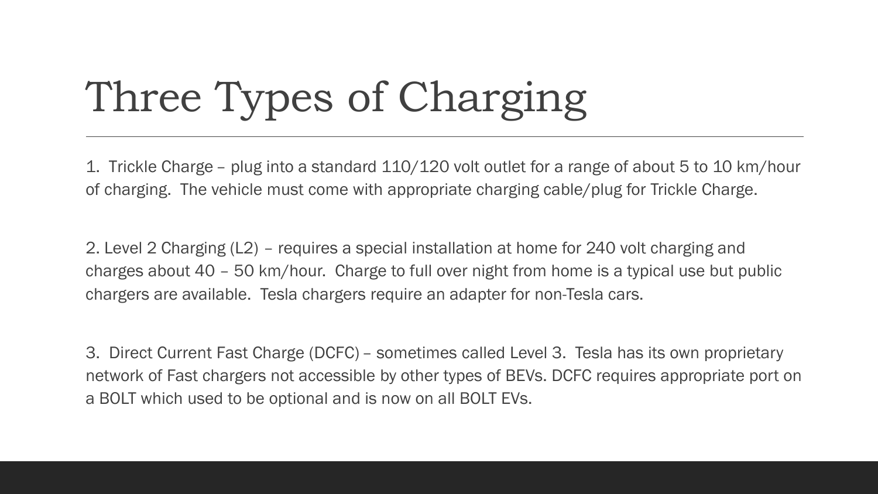# Three Types of Charging

1. Trickle Charge – plug into a standard 110/120 volt outlet for a range of about 5 to 10 km/hour of charging. The vehicle must come with appropriate charging cable/plug for Trickle Charge.

2. Level 2 Charging (L2) – requires a special installation at home for 240 volt charging and charges about 40 – 50 km/hour. Charge to full over night from home is a typical use but public chargers are available. Tesla chargers require an adapter for non-Tesla cars.

3. Direct Current Fast Charge (DCFC) – sometimes called Level 3. Tesla has its own proprietary network of Fast chargers not accessible by other types of BEVs. DCFC requires appropriate port on a BOLT which used to be optional and is now on all BOLT EVs.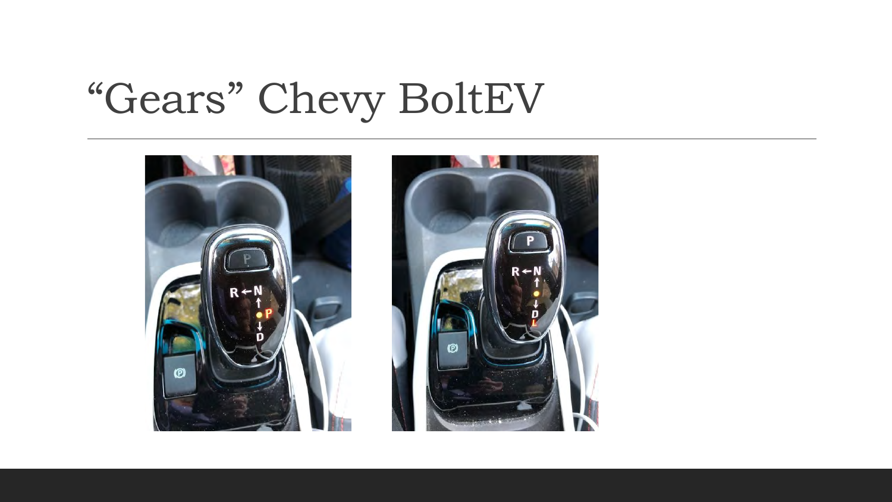# “Gears” Chevy BoltEV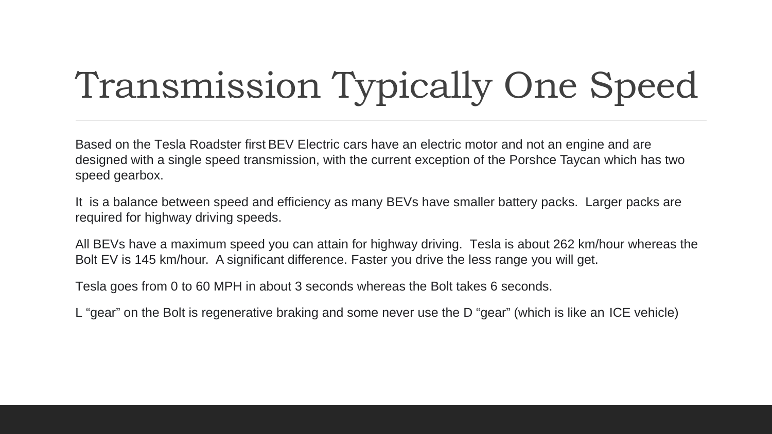# Transmission Typically One Speed

Based on the Tesla Roadster first BEV Electric cars have an electric motor and not an engine and are designed with a single speed transmission, with the current exception of the Porshce Taycan which has two speed gearbox.

It is a balance between speed and efficiency as many BEVs have smaller battery packs. Larger packs are required for highway driving speeds.

All BEVs have a maximum speed you can attain for highway driving. Tesla is about 262 km/hour whereas the Bolt EV is 145 km/hour. A significant difference. Faster you drive the less range you will get.

Tesla goes from 0 to 60 MPH in about 3 seconds whereas the Bolt takes 6 seconds.

L "gear" on the Bolt is regenerative braking and some never use the D "gear" (which is like an ICE vehicle)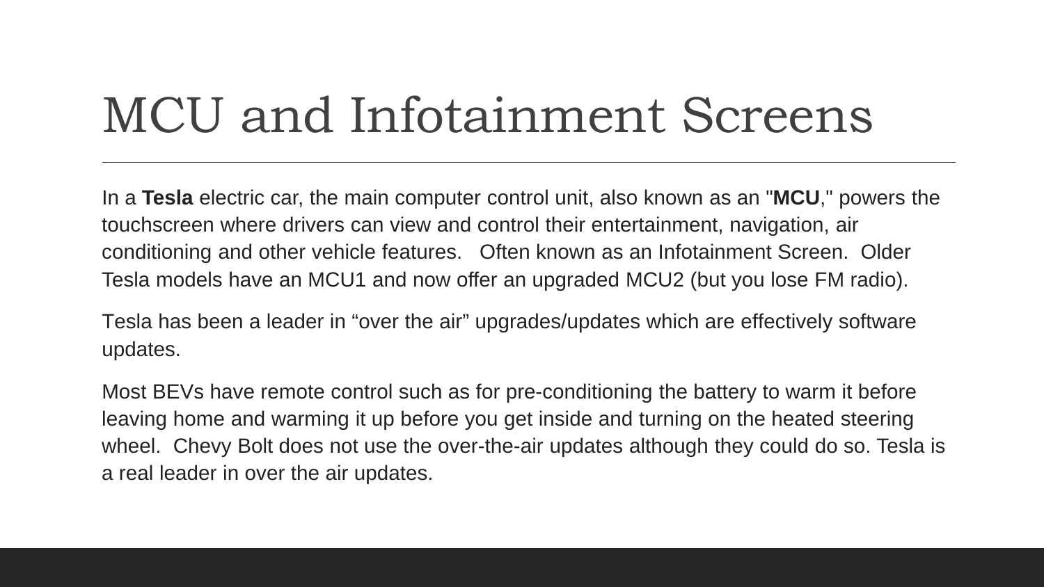# MCU and Infotainment Screens

In a **Tesla** electric car, the main computer control unit, also known as an "**MCU**," powers the touchscreen where drivers can view and control their entertainment, navigation, air conditioning and other vehicle features. Often known as an Infotainment Screen. Older Tesla models have an MCU1 and now offer an upgraded MCU2 (but you lose FM radio).

Tesla has been a leader in "over the air" upgrades/updates which are effectively software updates.

Most BEVs have remote control such as for pre-conditioning the battery to warm it before leaving home and warming it up before you get inside and turning on the heated steering wheel. Chevy Bolt does not use the over-the-air updates although they could do so. Tesla is a real leader in over the air updates.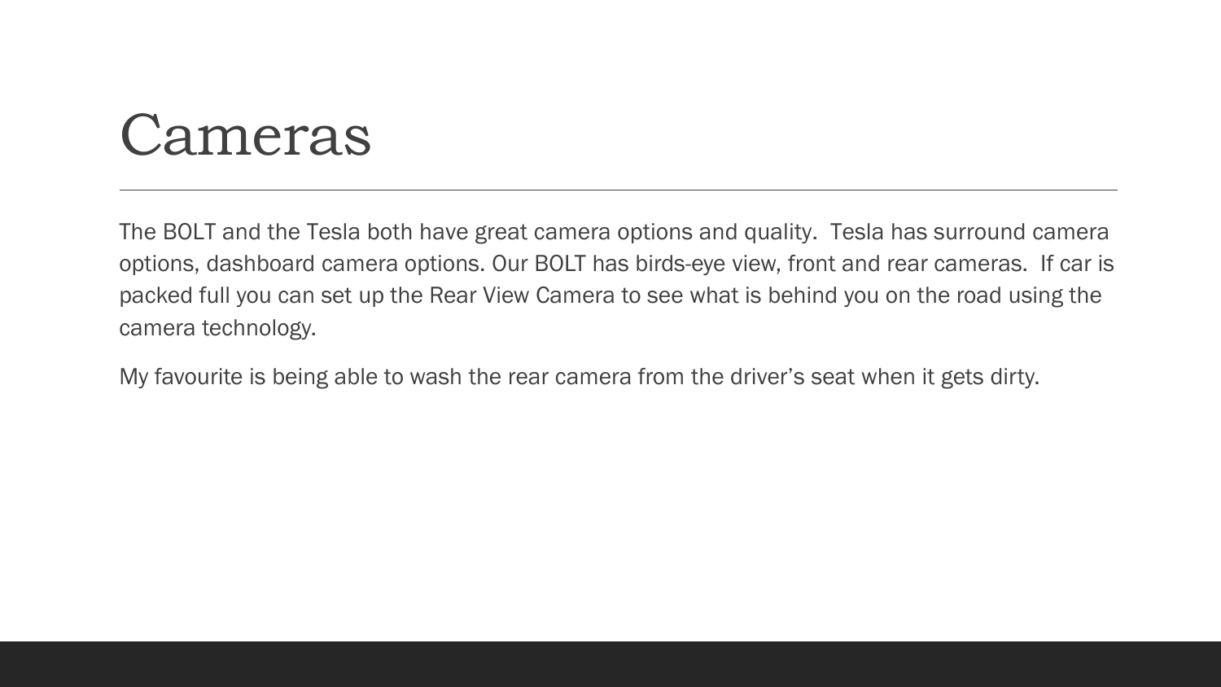# Cameras

The BOLT and the Tesla both have great camera options and quality.  Tesla has surround camera options, dashboard camera options. Our BOLT has birds-eye view, front and rear cameras.  If car is packed full you can set up the Rear View Camera to see what is behind you on the road using the camera technology.

My favourite is being able to wash the rear camera from the driver’s seat when it gets dirty.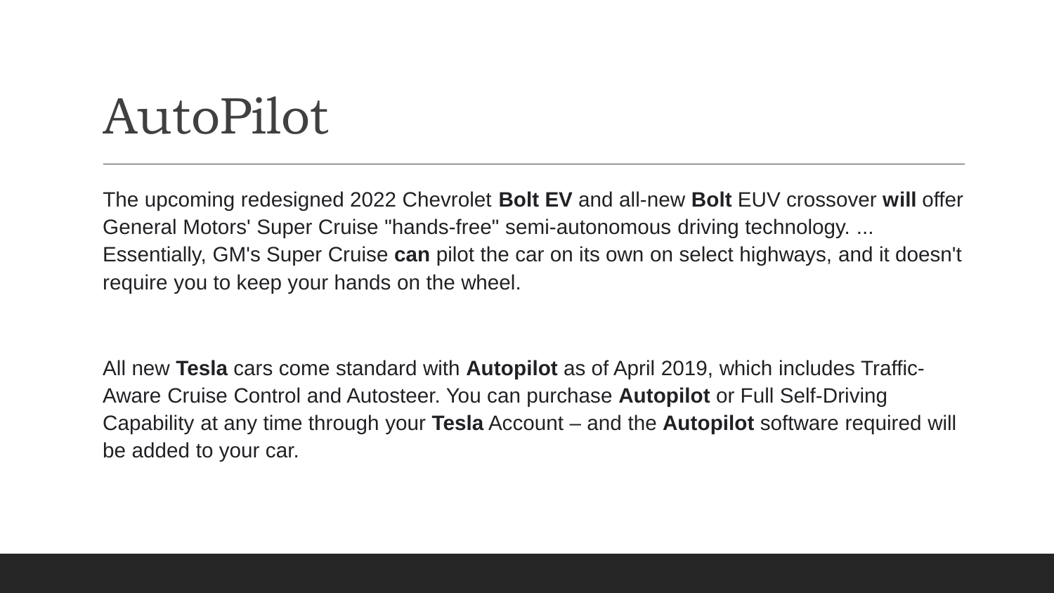# AutoPilot

The upcoming redesigned 2022 Chevrolet **Bolt EV** and all-new **Bolt** EUV crossover **will** offer General Motors' Super Cruise "hands-free" semi-autonomous driving technology. ... Essentially, GM's Super Cruise **can** pilot the car on its own on select highways, and it doesn't require you to keep your hands on the wheel.

All new **Tesla** cars come standard with **Autopilot** as of April 2019, which includes Traffic-Aware Cruise Control and Autosteer. You can purchase **Autopilot** or Full Self-Driving Capability at any time through your **Tesla** Account – and the **Autopilot** software required will be added to your car.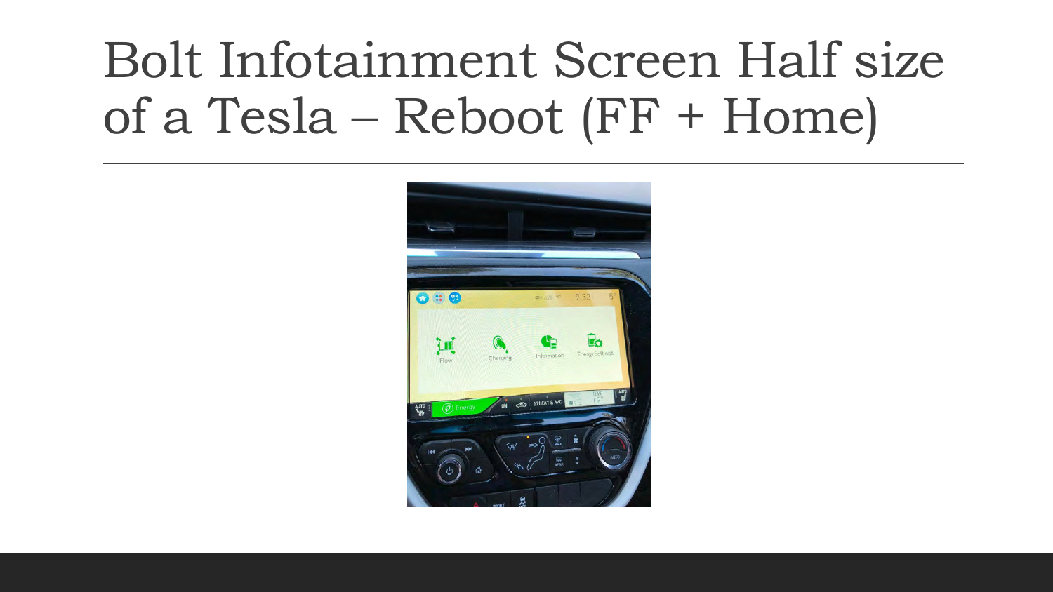# Bolt Infotainment Screen Half size of a Tesla – Reboot (FF + Home)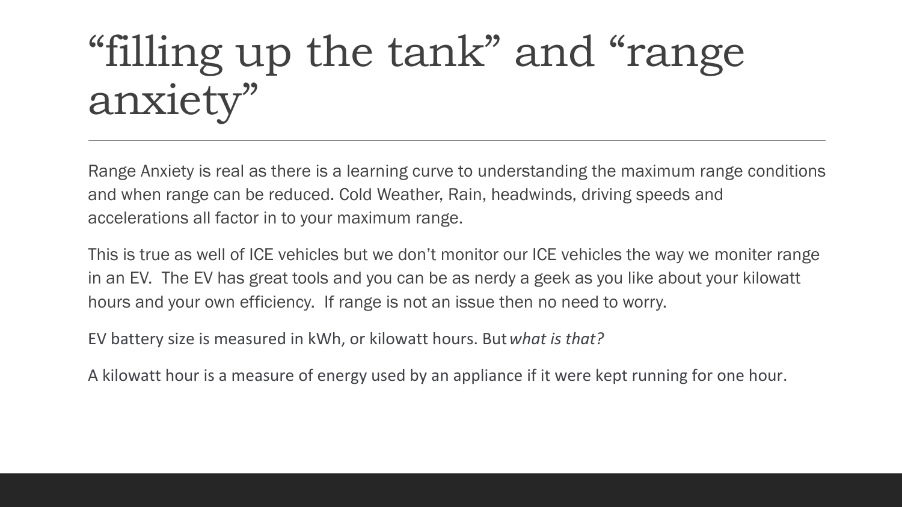# “filling up the tank” and “range anxiety”

Range Anxiety is real as there is a learning curve to understanding the maximum range conditions and when range can be reduced. Cold Weather, Rain, headwinds, driving speeds and accelerations all factor in to your maximum range.

This is true as well of ICE vehicles but we don’t monitor our ICE vehicles the way we moniter range in an EV. The EV has great tools and you can be as nerdy a geek as you like about your kilowatt hours and your own efficiency. If range is not an issue then no need to worry.

EV battery size is measured in kWh, or kilowatt hours. But *what is that?*

A kilowatt hour is a measure of energy used by an appliance if it were kept running for one hour.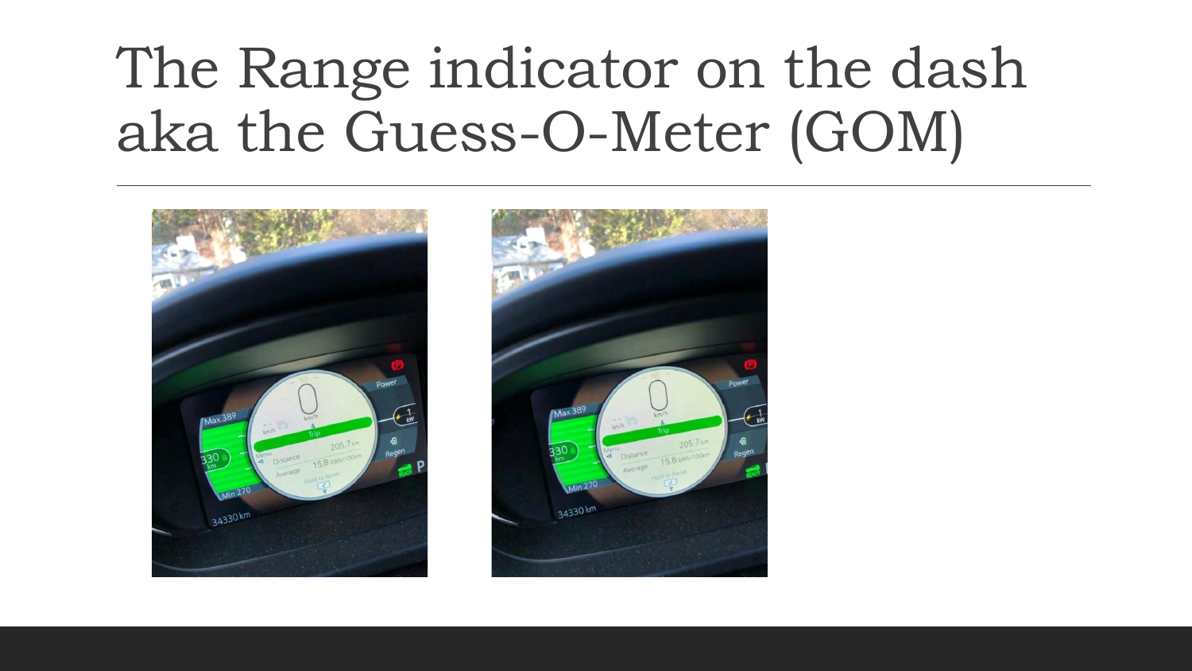# The Range indicator on the dash aka the Guess-O-Meter (GOM)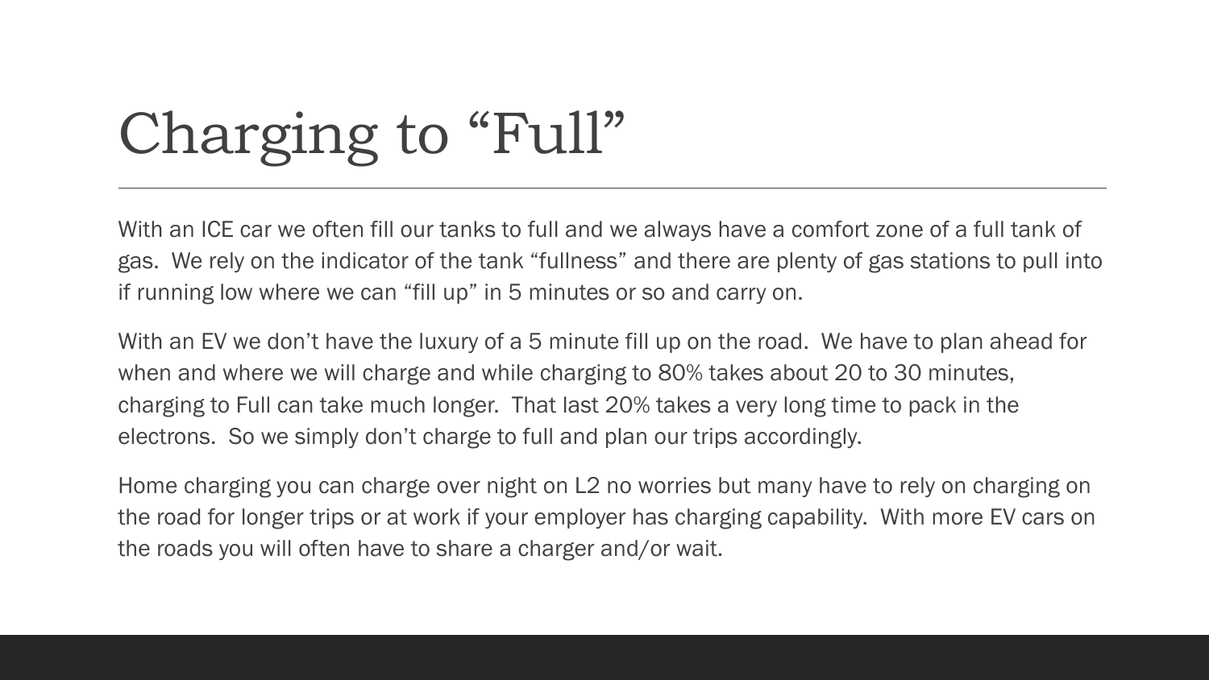# Charging to “Full”

With an ICE car we often fill our tanks to full and we always have a comfort zone of a full tank of gas.  We rely on the indicator of the tank “fullness” and there are plenty of gas stations to pull into if running low where we can “fill up” in 5 minutes or so and carry on.

With an EV we don’t have the luxury of a 5 minute fill up on the road.  We have to plan ahead for when and where we will charge and while charging to 80% takes about 20 to 30 minutes, charging to Full can take much longer.  That last 20% takes a very long time to pack in the electrons.  So we simply don’t charge to full and plan our trips accordingly.

Home charging you can charge over night on L2 no worries but many have to rely on charging on the road for longer trips or at work if your employer has charging capability.  With more EV cars on the roads you will often have to share a charger and/or wait.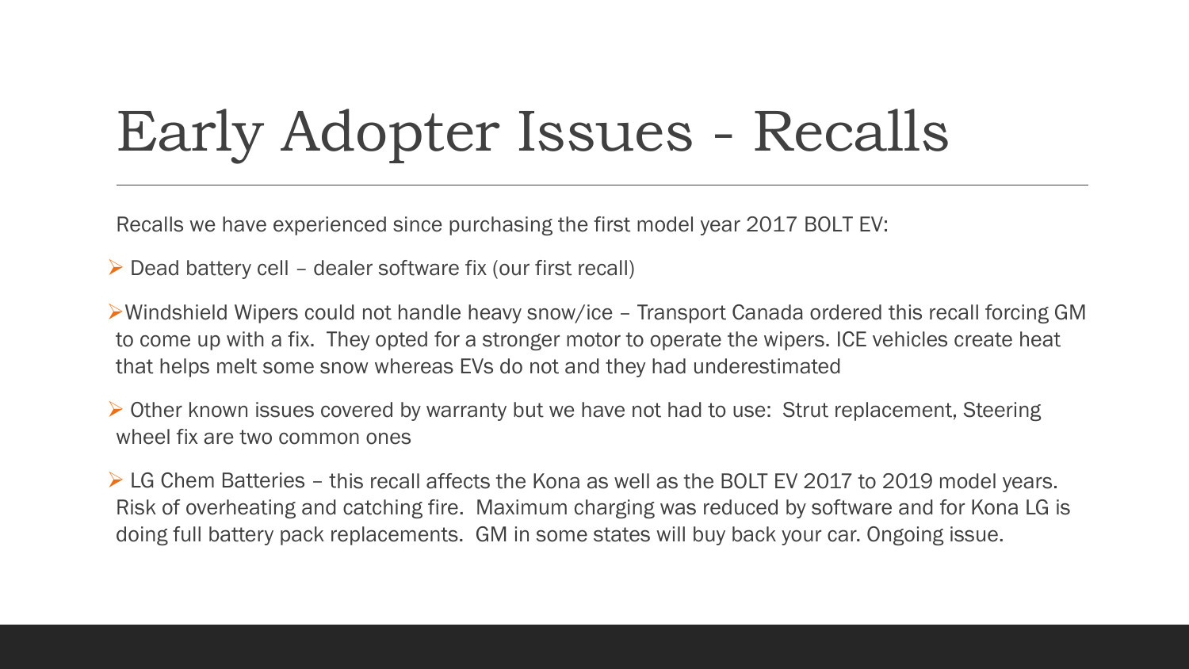# Early Adopter Issues - Recalls

Recalls we have experienced since purchasing the first model year 2017 BOLT EV:

- Dead battery cell – dealer software fix (our first recall)
- Windshield Wipers could not handle heavy snow/ice – Transport Canada ordered this recall forcing GM to come up with a fix. They opted for a stronger motor to operate the wipers. ICE vehicles create heat that helps melt some snow whereas EVs do not and they had underestimated
- Other known issues covered by warranty but we have not had to use: Strut replacement, Steering wheel fix are two common ones
- LG Chem Batteries – this recall affects the Kona as well as the BOLT EV 2017 to 2019 model years. Risk of overheating and catching fire. Maximum charging was reduced by software and for Kona LG is doing full battery pack replacements. GM in some states will buy back your car. Ongoing issue.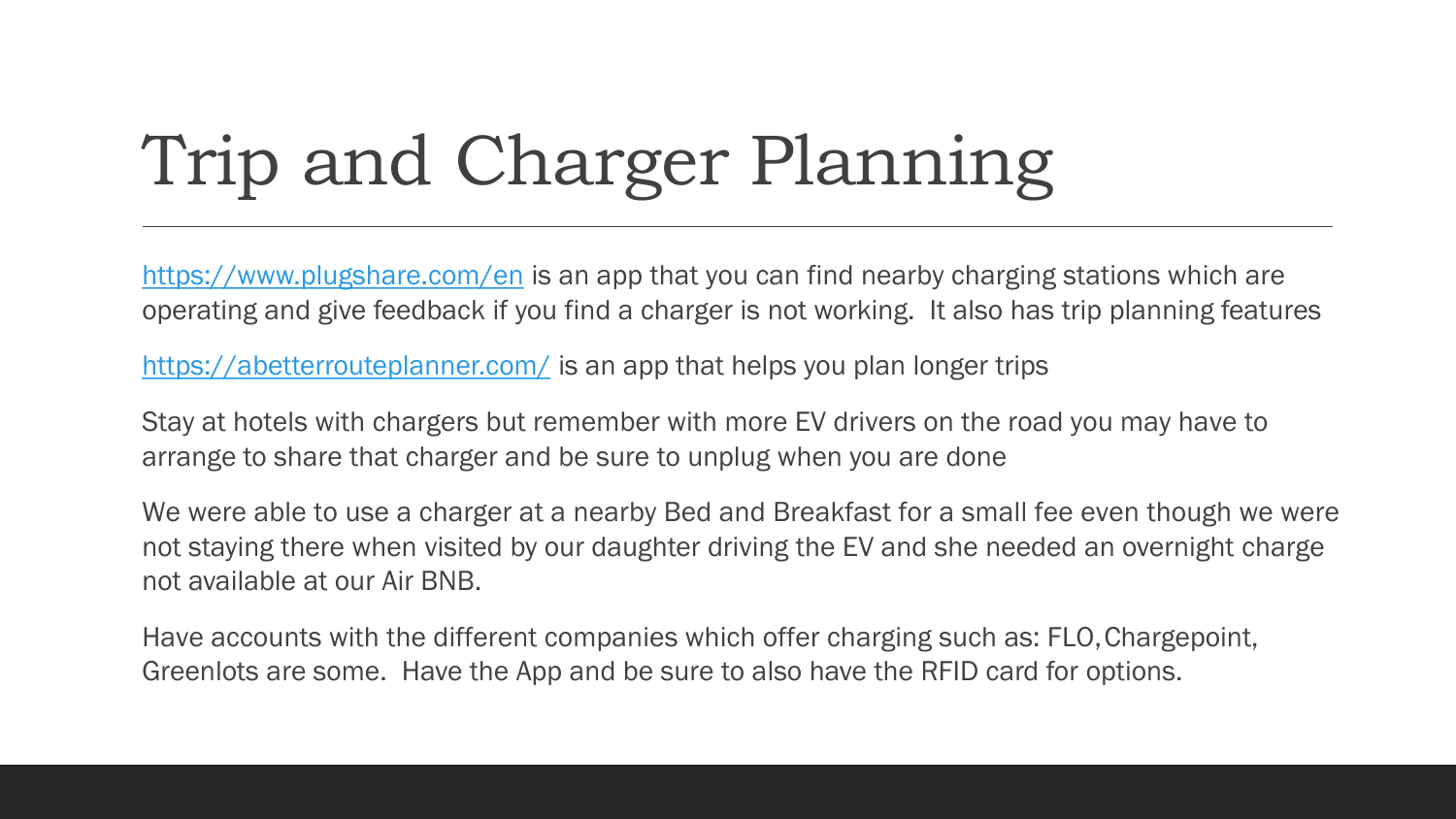# Trip and Charger Planning

[https://www.plugshare.com/en](https://www.plugshare.com/en) is an app that you can find nearby charging stations which are operating and give feedback if you find a charger is not working. It also has trip planning features

[https://abetterrouteplanner.com/](https://abetterrouteplanner.com/) is an app that helps you plan longer trips

Stay at hotels with chargers but remember with more EV drivers on the road you may have to arrange to share that charger and be sure to unplug when you are done

We were able to use a charger at a nearby Bed and Breakfast for a small fee even though we were not staying there when visited by our daughter driving the EV and she needed an overnight charge not available at our Air BNB.

Have accounts with the different companies which offer charging such as: FLO, Chargepoint, Greenlots are some. Have the App and be sure to also have the RFID card for options.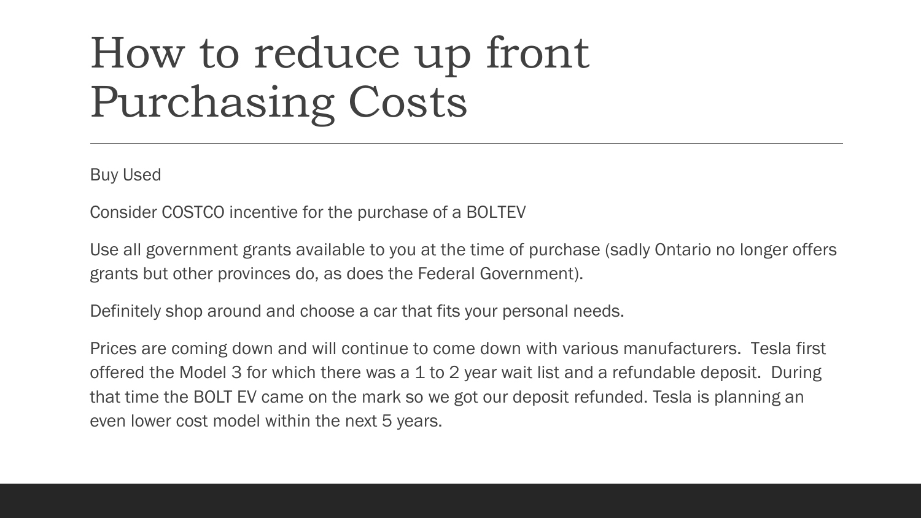# How to reduce up front Purchasing Costs

Buy Used

Consider COSTCO incentive for the purchase of a BOLTEV

Use all government grants available to you at the time of purchase (sadly Ontario no longer offers grants but other provinces do, as does the Federal Government).

Definitely shop around and choose a car that fits your personal needs.

Prices are coming down and will continue to come down with various manufacturers. Tesla first offered the Model 3 for which there was a 1 to 2 year wait list and a refundable deposit. During that time the BOLT EV came on the mark so we got our deposit refunded. Tesla is planning an even lower cost model within the next 5 years.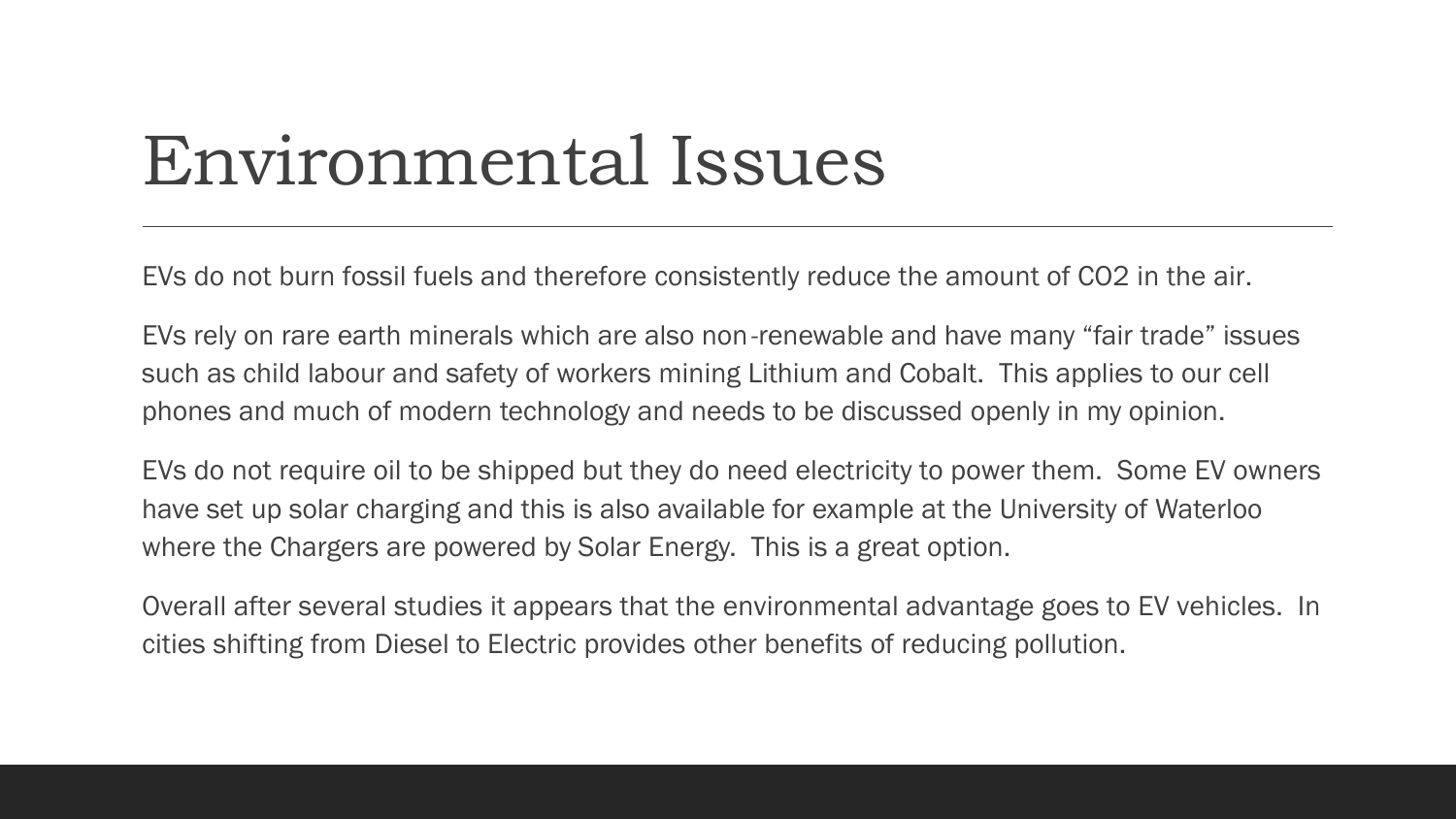# Environmental Issues

EVs do not burn fossil fuels and therefore consistently reduce the amount of $CO_2$ in the air.

EVs rely on rare earth minerals which are also non-renewable and have many “fair trade” issues such as child labour and safety of workers mining Lithium and Cobalt. This applies to our cell phones and much of modern technology and needs to be discussed openly in my opinion.

EVs do not require oil to be shipped but they do need electricity to power them. Some EV owners have set up solar charging and this is also available for example at the University of Waterloo where the Chargers are powered by Solar Energy. This is a great option.

Overall after several studies it appears that the environmental advantage goes to EV vehicles. In cities shifting from Diesel to Electric provides other benefits of reducing pollution.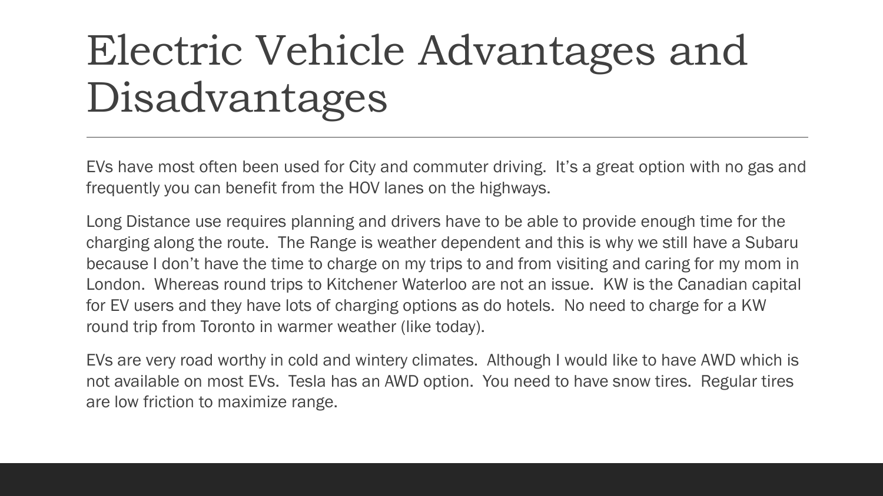# Electric Vehicle Advantages and Disadvantages

EVs have most often been used for City and commuter driving.  It's a great option with no gas and frequently you can benefit from the HOV lanes on the highways.

Long Distance use requires planning and drivers have to be able to provide enough time for the charging along the route.  The Range is weather dependent and this is why we still have a Subaru because I don't have the time to charge on my trips to and from visiting and caring for my mom in London.  Whereas round trips to Kitchener Waterloo are not an issue.  KW is the Canadian capital for EV users and they have lots of charging options as do hotels.  No need to charge for a KW round trip from Toronto in warmer weather (like today).

EVs are very road worthy in cold and wintery climates.  Although I would like to have AWD which is not available on most EVs.  Tesla has an AWD option.  You need to have snow tires.  Regular tires are low friction to maximize range.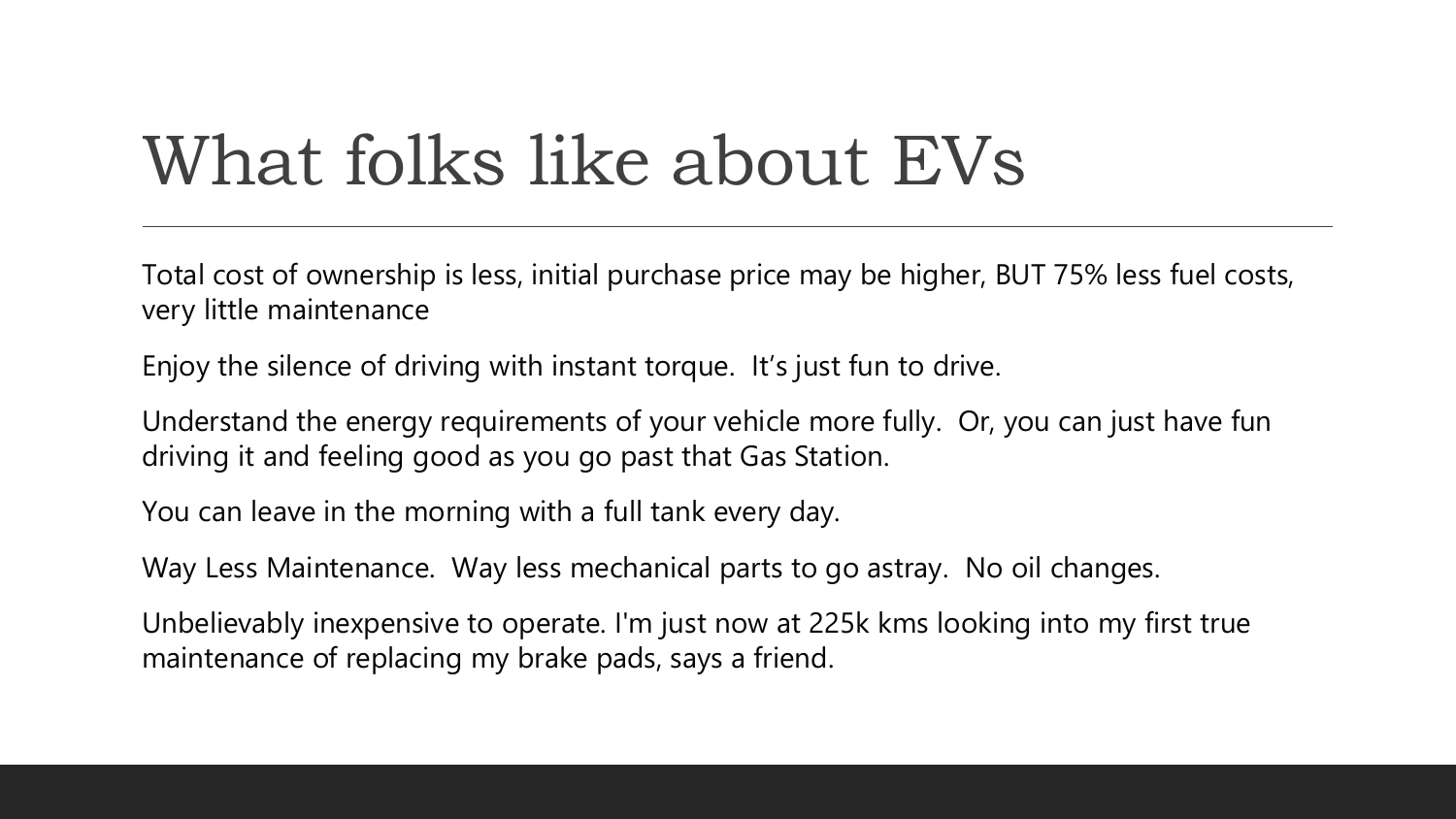# What folks like about EVs

Total cost of ownership is less, initial purchase price may be higher, BUT 75% less fuel costs, very little maintenance

Enjoy the silence of driving with instant torque.  It's just fun to drive.

Understand the energy requirements of your vehicle more fully.  Or, you can just have fun driving it and feeling good as you go past that Gas Station.

You can leave in the morning with a full tank every day.

Way Less Maintenance.  Way less mechanical parts to go astray.  No oil changes.

Unbelievably inexpensive to operate. I'm just now at 225k kms looking into my first true maintenance of replacing my brake pads, says a friend.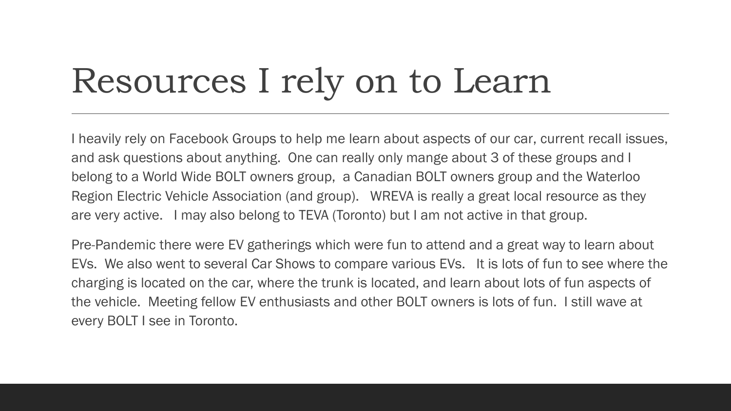# Resources I rely on to Learn

I heavily rely on Facebook Groups to help me learn about aspects of our car, current recall issues, and ask questions about anything. One can really only mange about 3 of these groups and I belong to a World Wide BOLT owners group, a Canadian BOLT owners group and the Waterloo Region Electric Vehicle Association (and group). WREVA is really a great local resource as they are very active. I may also belong to TEVA (Toronto) but I am not active in that group.

Pre-Pandemic there were EV gatherings which were fun to attend and a great way to learn about EVs. We also went to several Car Shows to compare various EVs. It is lots of fun to see where the charging is located on the car, where the trunk is located, and learn about lots of fun aspects of the vehicle. Meeting fellow EV enthusiasts and other BOLT owners is lots of fun. I still wave at every BOLT I see in Toronto.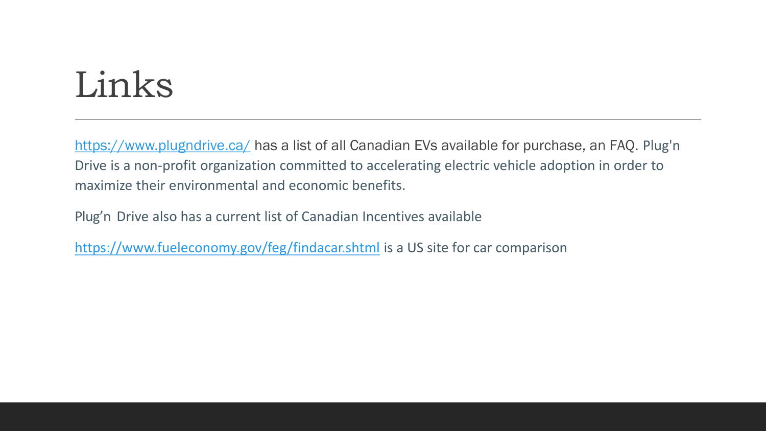# Links

https://www.plugndrive.ca/ has a list of all Canadian EVs available for purchase, an FAQ. Plug'n Drive is a non-profit organization committed to accelerating electric vehicle adoption in order to maximize their environmental and economic benefits.

Plug'n Drive also has a current list of Canadian Incentives available

https://www.fueleconomy.gov/feg/findacar.shtml is a US site for car comparison